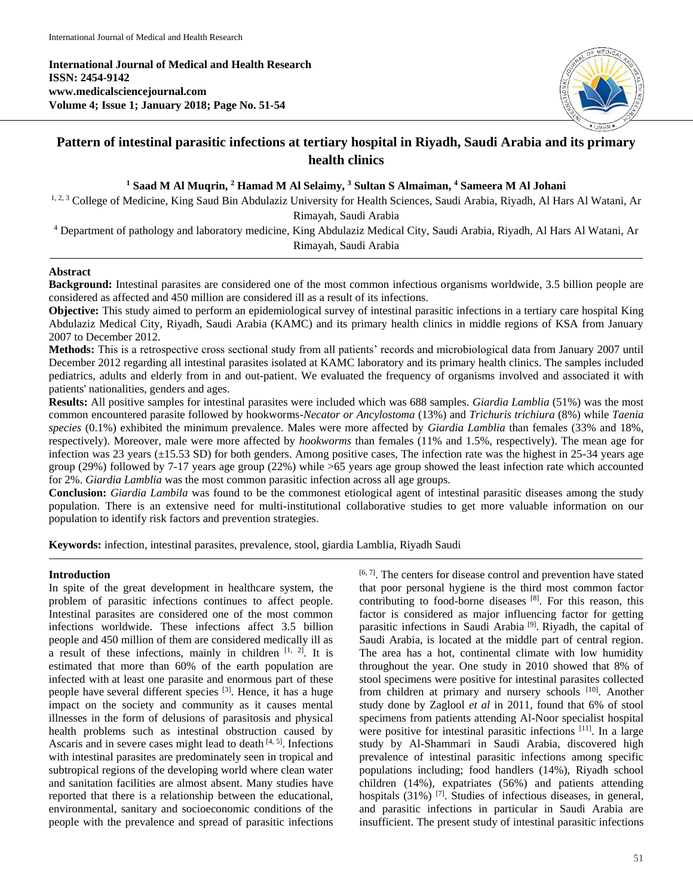**International Journal of Medical and Health Research**
**ISSN: 2454-9142**
**www.medicalsciencejournal.com**
**Volume 4; Issue 1; January 2018; Page No. 51-54**

# Pattern of intestinal parasitic infections at tertiary hospital in Riyadh, Saudi Arabia and its primary health clinics

**[1] Saad M Al Muqrin, [2] Hamad M Al Selaimy, [3] Sultan S Almaiman, [4] Sameera M Al Johani**

[1, 2, 3] College of Medicine, King Saud Bin Abdulaziz University for Health Sciences, Saudi Arabia, Riyadh, Al Hars Al Watani, Ar Rimayah, Saudi Arabia

[4] Department of pathology and laboratory medicine, King Abdulaziz Medical City, Saudi Arabia, Riyadh, Al Hars Al Watani, Ar Rimayah, Saudi Arabia

## Abstract

**Background:** Intestinal parasites are considered one of the most common infectious organisms worldwide, 3.5 billion people are considered as affected and 450 million are considered ill as a result of its infections.

**Objective:** This study aimed to perform an epidemiological survey of intestinal parasitic infections in a tertiary care hospital King Abdulaziz Medical City, Riyadh, Saudi Arabia (KAMC) and its primary health clinics in middle regions of KSA from January 2007 to December 2012.

**Methods:** This is a retrospective cross sectional study from all patients' records and microbiological data from January 2007 until December 2012 regarding all intestinal parasites isolated at KAMC laboratory and its primary health clinics. The samples included pediatrics, adults and elderly from in and out-patient. We evaluated the frequency of organisms involved and associated it with patients' nationalities, genders and ages.

**Results:** All positive samples for intestinal parasites were included which was 688 samples. *Giardia Lamblia* (51%) was the most common encountered parasite followed by hookworms-*Necator or Ancylostoma* (13%) and *Trichuris trichiura* (8%) while *Taenia species* (0.1%) exhibited the minimum prevalence. Males were more affected by *Giardia Lamblia* than females (33% and 18%, respectively). Moreover, male were more affected by *hookworms* than females (11% and 1.5%, respectively). The mean age for infection was 23 years (±15.53 SD) for both genders. Among positive cases, The infection rate was the highest in 25-34 years age group (29%) followed by 7-17 years age group (22%) while >65 years age group showed the least infection rate which accounted for 2%. *Giardia Lamblia* was the most common parasitic infection across all age groups.

**Conclusion:** *Giardia Lambila* was found to be the commonest etiological agent of intestinal parasitic diseases among the study population. There is an extensive need for multi-institutional collaborative studies to get more valuable information on our population to identify risk factors and prevention strategies.

**Keywords:** infection, intestinal parasites, prevalence, stool, giardia Lamblia, Riyadh Saudi

## Introduction

In spite of the great development in healthcare system, the problem of parasitic infections continues to affect people. Intestinal parasites are considered one of the most common infections worldwide. These infections affect 3.5 billion people and 450 million of them are considered medically ill as a result of these infections, mainly in children [1, 2]. It is estimated that more than 60% of the earth population are infected with at least one parasite and enormous part of these people have several different species [3]. Hence, it has a huge impact on the society and community as it causes mental illnesses in the form of delusions of parasitosis and physical health problems such as intestinal obstruction caused by Ascaris and in severe cases might lead to death [4, 5]. Infections with intestinal parasites are predominately seen in tropical and subtropical regions of the developing world where clean water and sanitation facilities are almost absent. Many studies have reported that there is a relationship between the educational, environmental, sanitary and socioeconomic conditions of the people with the prevalence and spread of parasitic infections [6, 7]. The centers for disease control and prevention have stated that poor personal hygiene is the third most common factor contributing to food-borne diseases [8]. For this reason, this factor is considered as major influencing factor for getting parasitic infections in Saudi Arabia [9]. Riyadh, the capital of Saudi Arabia, is located at the middle part of central region. The area has a hot, continental climate with low humidity throughout the year. One study in 2010 showed that 8% of stool specimens were positive for intestinal parasites collected from children at primary and nursery schools [10]. Another study done by Zaglool *et al* in 2011, found that 6% of stool specimens from patients attending Al-Noor specialist hospital were positive for intestinal parasitic infections [11]. In a large study by Al-Shammari in Saudi Arabia, discovered high prevalence of intestinal parasitic infections among specific populations including; food handlers (14%), Riyadh school children (14%), expatriates (56%) and patients attending hospitals (31%) [7]. Studies of infectious diseases, in general, and parasitic infections in particular in Saudi Arabia are insufficient. The present study of intestinal parasitic infections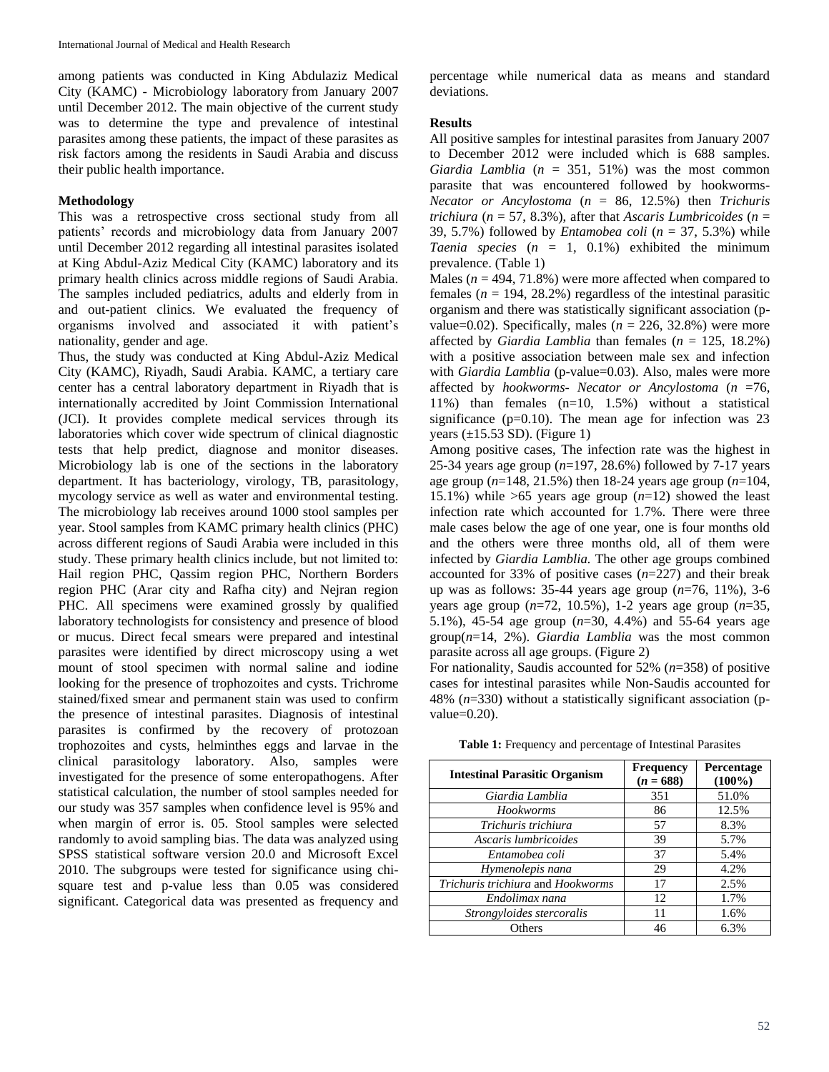among patients was conducted in King Abdulaziz Medical City (KAMC) - Microbiology laboratory from January 2007 until December 2012. The main objective of the current study was to determine the type and prevalence of intestinal parasites among these patients, the impact of these parasites as risk factors among the residents in Saudi Arabia and discuss their public health importance.

## Methodology

This was a retrospective cross sectional study from all patients' records and microbiology data from January 2007 until December 2012 regarding all intestinal parasites isolated at King Abdul-Aziz Medical City (KAMC) laboratory and its primary health clinics across middle regions of Saudi Arabia. The samples included pediatrics, adults and elderly from in and out-patient clinics. We evaluated the frequency of organisms involved and associated it with patient's nationality, gender and age.

Thus, the study was conducted at King Abdul-Aziz Medical City (KAMC), Riyadh, Saudi Arabia. KAMC, a tertiary care center has a central laboratory department in Riyadh that is internationally accredited by Joint Commission International (JCI). It provides complete medical services through its laboratories which cover wide spectrum of clinical diagnostic tests that help predict, diagnose and monitor diseases. Microbiology lab is one of the sections in the laboratory department. It has bacteriology, virology, TB, parasitology, mycology service as well as water and environmental testing. The microbiology lab receives around 1000 stool samples per year. Stool samples from KAMC primary health clinics (PHC) across different regions of Saudi Arabia were included in this study. These primary health clinics include, but not limited to: Hail region PHC, Qassim region PHC, Northern Borders region PHC (Arar city and Rafha city) and Nejran region PHC. All specimens were examined grossly by qualified laboratory technologists for consistency and presence of blood or mucus. Direct fecal smears were prepared and intestinal parasites were identified by direct microscopy using a wet mount of stool specimen with normal saline and iodine looking for the presence of trophozoites and cysts. Trichrome stained/fixed smear and permanent stain was used to confirm the presence of intestinal parasites. Diagnosis of intestinal parasites is confirmed by the recovery of protozoan trophozoites and cysts, helminthes eggs and larvae in the clinical parasitology laboratory. Also, samples were investigated for the presence of some enteropathogens. After statistical calculation, the number of stool samples needed for our study was 357 samples when confidence level is 95% and when margin of error is. 05. Stool samples were selected randomly to avoid sampling bias. The data was analyzed using SPSS statistical software version 20.0 and Microsoft Excel 2010. The subgroups were tested for significance using chi-square test and p-value less than 0.05 was considered significant. Categorical data was presented as frequency and percentage while numerical data as means and standard deviations.

## Results

All positive samples for intestinal parasites from January 2007 to December 2012 were included which is 688 samples. *Giardia Lamblia* ($n$ = 351, 51%) was the most common parasite that was encountered followed by hookworms-*Necator or Ancylostoma* ($n$ = 86, 12.5%) then *Trichuris trichiura* ($n$ = 57, 8.3%), after that *Ascaris Lumbricoides* ($n$ = 39, 5.7%) followed by *Entamobea coli* ($n$ = 37, 5.3%) while *Taenia species* ($n$ = 1, 0.1%) exhibited the minimum prevalence. (Table 1)

Males ($n$ = 494, 71.8%) were more affected when compared to females ($n$ = 194, 28.2%) regardless of the intestinal parasitic organism and there was statistically significant association (p-value=0.02). Specifically, males ($n$ = 226, 32.8%) were more affected by *Giardia Lamblia* than females ($n$ = 125, 18.2%) with a positive association between male sex and infection with *Giardia Lamblia* (p-value=0.03). Also, males were more affected by *hookworms- Necator or Ancylostoma* ($n$ =76, 11%) than females (n=10, 1.5%) without a statistical significance (p=0.10). The mean age for infection was 23 years (±15.53 SD). (Figure 1)

Among positive cases, The infection rate was the highest in 25-34 years age group ($n$=197, 28.6%) followed by 7-17 years age group ($n$=148, 21.5%) then 18-24 years age group ($n$=104, 15.1%) while >65 years age group ($n$=12) showed the least infection rate which accounted for 1.7%. There were three male cases below the age of one year, one is four months old and the others were three months old, all of them were infected by *Giardia Lamblia.* The other age groups combined accounted for 33% of positive cases ($n$=227) and their break up was as follows: 35-44 years age group ($n$=76, 11%), 3-6 years age group ($n$=72, 10.5%), 1-2 years age group ($n$=35, 5.1%), 45-54 age group ($n$=30, 4.4%) and 55-64 years age group($n$=14, 2%). *Giardia Lamblia* was the most common parasite across all age groups. (Figure 2)

For nationality, Saudis accounted for 52% ($n$=358) of positive cases for intestinal parasites while Non-Saudis accounted for 48% ($n$=330) without a statistically significant association (p-value=0.20).

**Table 1:** Frequency and percentage of Intestinal Parasites

| Intestinal Parasitic Organism | Frequency ($n$ = 688) | Percentage (100%) |
|---|---|---|
| *Giardia Lamblia* | 351 | 51.0% |
| *Hookworms* | 86 | 12.5% |
| *Trichuris trichiura* | 57 | 8.3% |
| *Ascaris lumbricoides* | 39 | 5.7% |
| *Entamobea coli* | 37 | 5.4% |
| *Hymenolepis nana* | 29 | 4.2% |
| *Trichuris trichiura* and *Hookworms* | 17 | 2.5% |
| *Endolimax nana* | 12 | 1.7% |
| *Strongyloides stercoralis* | 11 | 1.6% |
| Others | 46 | 6.3% |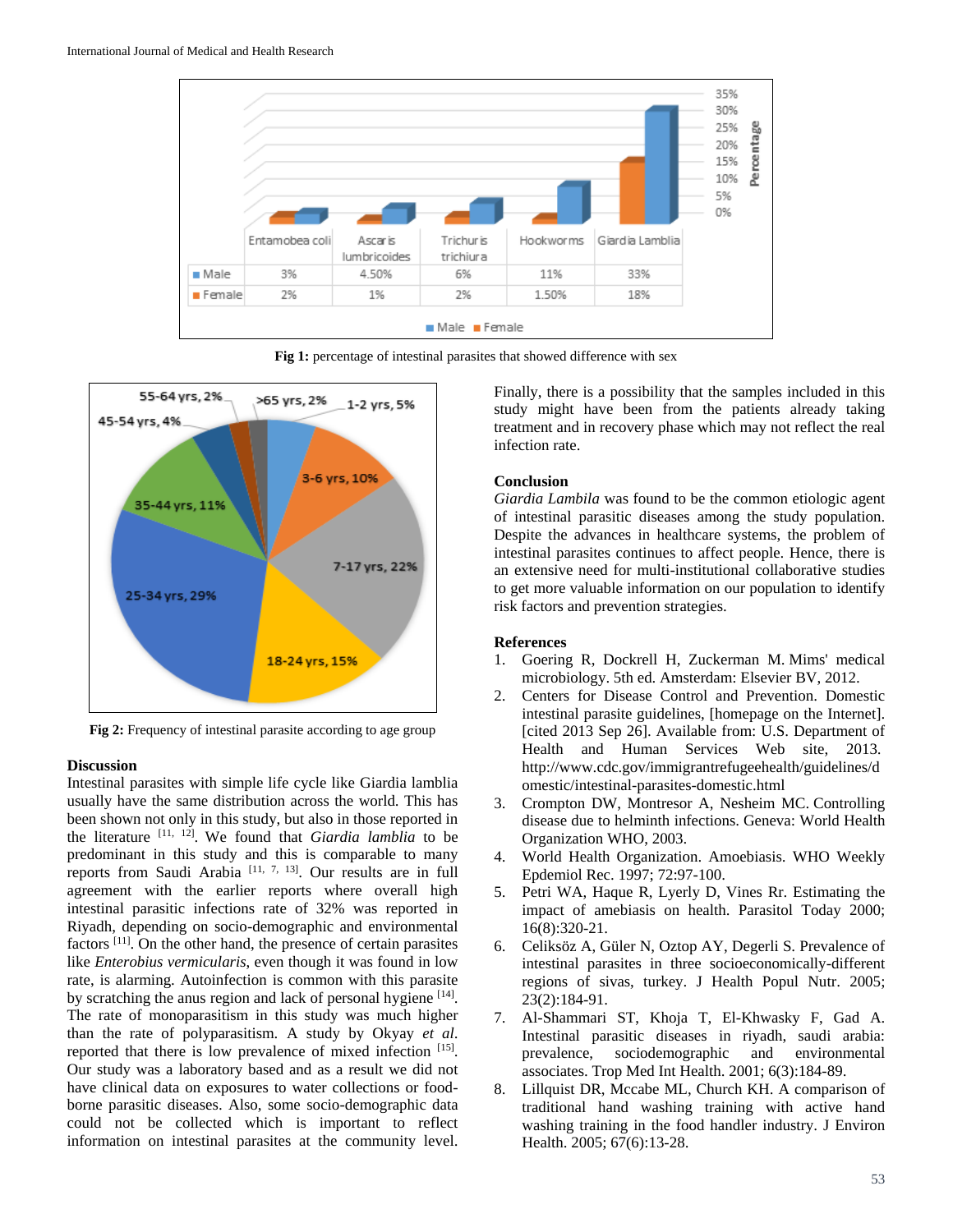| | Entamobea coli | Ascaris lumbricoides | Trichuris trichiura | Hookworms | Giardia Lamblia |
|---|---|---|---|---|---|
| Male | 3% | 4.50% | 6% | 11% | 33% |
| Female | 2% | 1% | 2% | 1.50% | 18% |

**Fig 1:** percentage of intestinal parasites that showed difference with sex

**Fig 2:** Frequency of intestinal parasite according to age group

### Discussion

Intestinal parasites with simple life cycle like Giardia lamblia usually have the same distribution across the world. This has been shown not only in this study, but also in those reported in the literature [11, 12]. We found that *Giardia lamblia* to be predominant in this study and this is comparable to many reports from Saudi Arabia [11, 7, 13]. Our results are in full agreement with the earlier reports where overall high intestinal parasitic infections rate of 32% was reported in Riyadh, depending on socio-demographic and environmental factors [11]. On the other hand, the presence of certain parasites like *Enterobius vermicularis*, even though it was found in low rate, is alarming. Autoinfection is common with this parasite by scratching the anus region and lack of personal hygiene [14]. The rate of monoparasitism in this study was much higher than the rate of polyparasitism. A study by Okyay *et al.* reported that there is low prevalence of mixed infection [15]. Our study was a laboratory based and as a result we did not have clinical data on exposures to water collections or food-borne parasitic diseases. Also, some socio-demographic data could not be collected which is important to reflect information on intestinal parasites at the community level.

Finally, there is a possibility that the samples included in this study might have been from the patients already taking treatment and in recovery phase which may not reflect the real infection rate.

### Conclusion

*Giardia Lambila* was found to be the common etiologic agent of intestinal parasitic diseases among the study population. Despite the advances in healthcare systems, the problem of intestinal parasites continues to affect people. Hence, there is an extensive need for multi-institutional collaborative studies to get more valuable information on our population to identify risk factors and prevention strategies.

### References

1. Goering R, Dockrell H, Zuckerman M. Mims' medical microbiology. 5th ed. Amsterdam: Elsevier BV, 2012.
2. Centers for Disease Control and Prevention. Domestic intestinal parasite guidelines, [homepage on the Internet]. [cited 2013 Sep 26]. Available from: U.S. Department of Health and Human Services Web site, 2013. http://www.cdc.gov/immigrantrefugeehealth/guidelines/domestic/intestinal-parasites-domestic.html
3. Crompton DW, Montresor A, Nesheim MC. Controlling disease due to helminth infections. Geneva: World Health Organization WHO, 2003.
4. World Health Organization. Amoebiasis. WHO Weekly Epdemiol Rec. 1997; 72:97-100.
5. Petri WA, Haque R, Lyerly D, Vines Rr. Estimating the impact of amebiasis on health. Parasitol Today 2000; 16(8):320-21.
6. Celiksöz A, Güler N, Oztop AY, Degerli S. Prevalence of intestinal parasites in three socioeconomically-different regions of sivas, turkey. J Health Popul Nutr. 2005; 23(2):184-91.
7. Al-Shammari ST, Khoja T, El-Khwasky F, Gad A. Intestinal parasitic diseases in riyadh, saudi arabia: prevalence, sociodemographic and environmental associates. Trop Med Int Health. 2001; 6(3):184-89.
8. Lillquist DR, Mccabe ML, Church KH. A comparison of traditional hand washing training with active hand washing training in the food handler industry. J Environ Health. 2005; 67(6):13-28.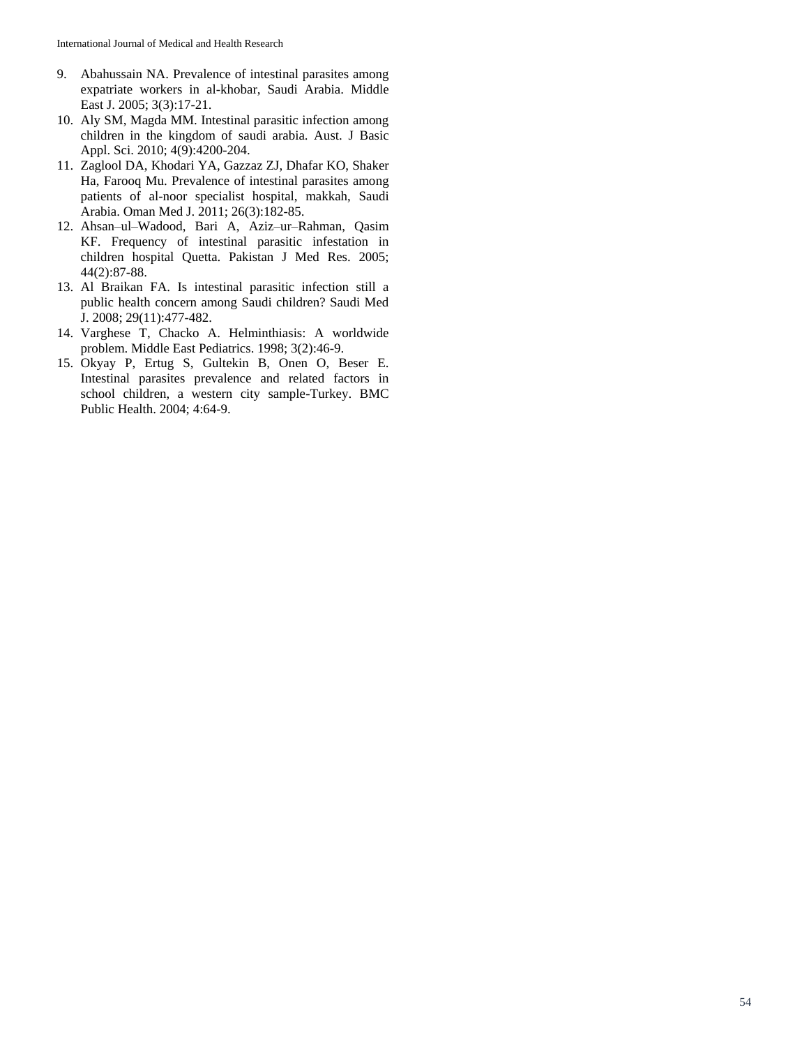9. Abahussain NA. Prevalence of intestinal parasites among expatriate workers in al-khobar, Saudi Arabia. Middle East J. 2005; 3(3):17-21.
10. Aly SM, Magda MM. Intestinal parasitic infection among children in the kingdom of saudi arabia. Aust. J Basic Appl. Sci. 2010; 4(9):4200-204.
11. Zaglool DA, Khodari YA, Gazzaz ZJ, Dhafar KO, Shaker Ha, Farooq Mu. Prevalence of intestinal parasites among patients of al-noor specialist hospital, makkah, Saudi Arabia. Oman Med J. 2011; 26(3):182-85.
12. Ahsan–ul–Wadood, Bari A, Aziz–ur–Rahman, Qasim KF. Frequency of intestinal parasitic infestation in children hospital Quetta. Pakistan J Med Res. 2005; 44(2):87-88.
13. Al Braikan FA. Is intestinal parasitic infection still a public health concern among Saudi children? Saudi Med J. 2008; 29(11):477-482.
14. Varghese T, Chacko A. Helminthiasis: A worldwide problem. Middle East Pediatrics. 1998; 3(2):46-9.
15. Okyay P, Ertug S, Gultekin B, Onen O, Beser E. Intestinal parasites prevalence and related factors in school children, a western city sample-Turkey. BMC Public Health. 2004; 4:64-9.